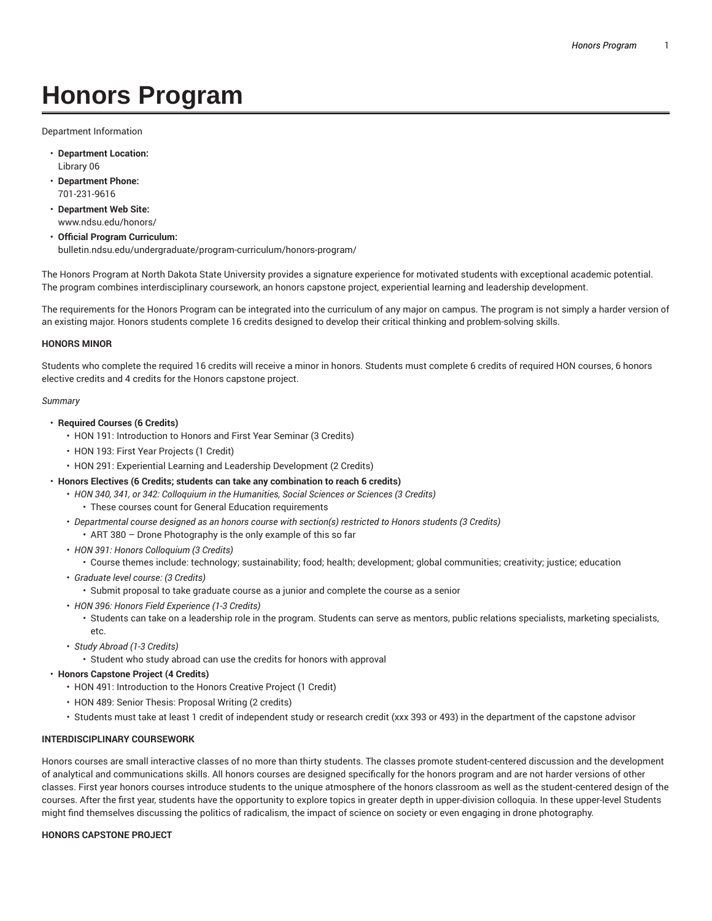# Honors Program

Department Information

- **Department Location:**
  Library 06
- **Department Phone:**
  701-231-9616
- **Department Web Site:**
  www.ndsu.edu/honors/
- **Official Program Curriculum:**
  bulletin.ndsu.edu/undergraduate/program-curriculum/honors-program/

The Honors Program at North Dakota State University provides a signature experience for motivated students with exceptional academic potential. The program combines interdisciplinary coursework, an honors capstone project, experiential learning and leadership development.

The requirements for the Honors Program can be integrated into the curriculum of any major on campus. The program is not simply a harder version of an existing major. Honors students complete 16 credits designed to develop their critical thinking and problem-solving skills.

**HONORS MINOR**

Students who complete the required 16 credits will receive a minor in honors. Students must complete 6 credits of required HON courses, 6 honors elective credits and 4 credits for the Honors capstone project.

*Summary*

- **Required Courses (6 Credits)**
  - HON 191: Introduction to Honors and First Year Seminar (3 Credits)
  - HON 193: First Year Projects (1 Credit)
  - HON 291: Experiential Learning and Leadership Development (2 Credits)
- **Honors Electives (6 Credits; students can take any combination to reach 6 credits)**
  - *HON 340, 341, or 342: Colloquium in the Humanities, Social Sciences or Sciences (3 Credits)*
    - These courses count for General Education requirements
  - *Departmental course designed as an honors course with section(s) restricted to Honors students (3 Credits)*
    - ART 380 – Drone Photography is the only example of this so far
  - *HON 391: Honors Colloquium (3 Credits)*
    - Course themes include: technology; sustainability; food; health; development; global communities; creativity; justice; education
  - *Graduate level course: (3 Credits)*
    - Submit proposal to take graduate course as a junior and complete the course as a senior
  - *HON 396: Honors Field Experience (1-3 Credits)*
    - Students can take on a leadership role in the program. Students can serve as mentors, public relations specialists, marketing specialists, etc.
  - *Study Abroad (1-3 Credits)*
    - Student who study abroad can use the credits for honors with approval
- **Honors Capstone Project (4 Credits)**
  - HON 491: Introduction to the Honors Creative Project (1 Credit)
  - HON 489: Senior Thesis: Proposal Writing (2 credits)
  - Students must take at least 1 credit of independent study or research credit (xxx 393 or 493) in the department of the capstone advisor

**INTERDISCIPLINARY COURSEWORK**

Honors courses are small interactive classes of no more than thirty students. The classes promote student-centered discussion and the development of analytical and communications skills. All honors courses are designed specifically for the honors program and are not harder versions of other classes. First year honors courses introduce students to the unique atmosphere of the honors classroom as well as the student-centered design of the courses. After the first year, students have the opportunity to explore topics in greater depth in upper-division colloquia. In these upper-level Students might find themselves discussing the politics of radicalism, the impact of science on society or even engaging in drone photography.

**HONORS CAPSTONE PROJECT**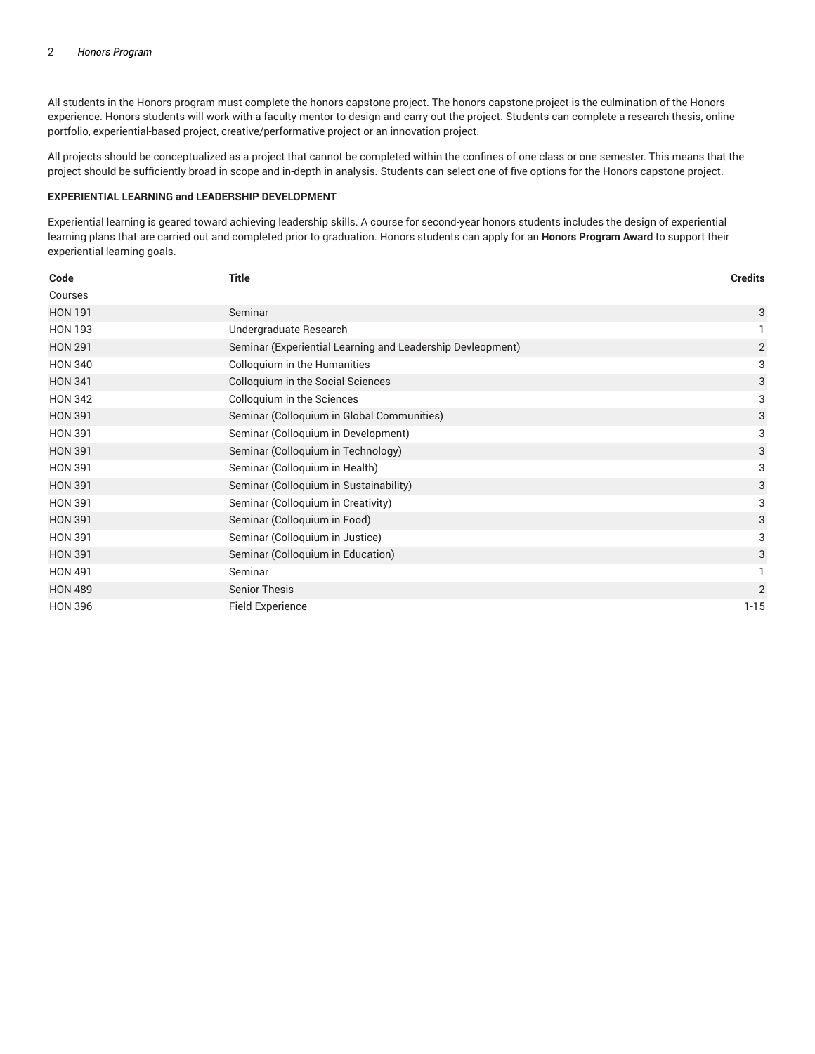All students in the Honors program must complete the honors capstone project. The honors capstone project is the culmination of the Honors experience. Honors students will work with a faculty mentor to design and carry out the project. Students can complete a research thesis, online portfolio, experiential-based project, creative/performative project or an innovation project.

All projects should be conceptualized as a project that cannot be completed within the confines of one class or one semester. This means that the project should be sufficiently broad in scope and in-depth in analysis. Students can select one of five options for the Honors capstone project.

**EXPERIENTIAL LEARNING and LEADERSHIP DEVELOPMENT**

Experiential learning is geared toward achieving leadership skills. A course for second-year honors students includes the design of experiential learning plans that are carried out and completed prior to graduation. Honors students can apply for an **Honors Program Award** to support their experiential learning goals.

| Code | Title | Credits |
|---|---|---|
| Courses | | |
| HON 191 | Seminar | 3 |
| HON 193 | Undergraduate Research | 1 |
| HON 291 | Seminar (Experiential Learning and Leadership Devleopment) | 2 |
| HON 340 | Colloquium in the Humanities | 3 |
| HON 341 | Colloquium in the Social Sciences | 3 |
| HON 342 | Colloquium in the Sciences | 3 |
| HON 391 | Seminar (Colloquium in Global Communities) | 3 |
| HON 391 | Seminar (Colloquium in Development) | 3 |
| HON 391 | Seminar (Colloquium in Technology) | 3 |
| HON 391 | Seminar (Colloquium in Health) | 3 |
| HON 391 | Seminar (Colloquium in Sustainability) | 3 |
| HON 391 | Seminar (Colloquium in Creativity) | 3 |
| HON 391 | Seminar (Colloquium in Food) | 3 |
| HON 391 | Seminar (Colloquium in Justice) | 3 |
| HON 391 | Seminar (Colloquium in Education) | 3 |
| HON 491 | Seminar | 1 |
| HON 489 | Senior Thesis | 2 |
| HON 396 | Field Experience | 1-15 |